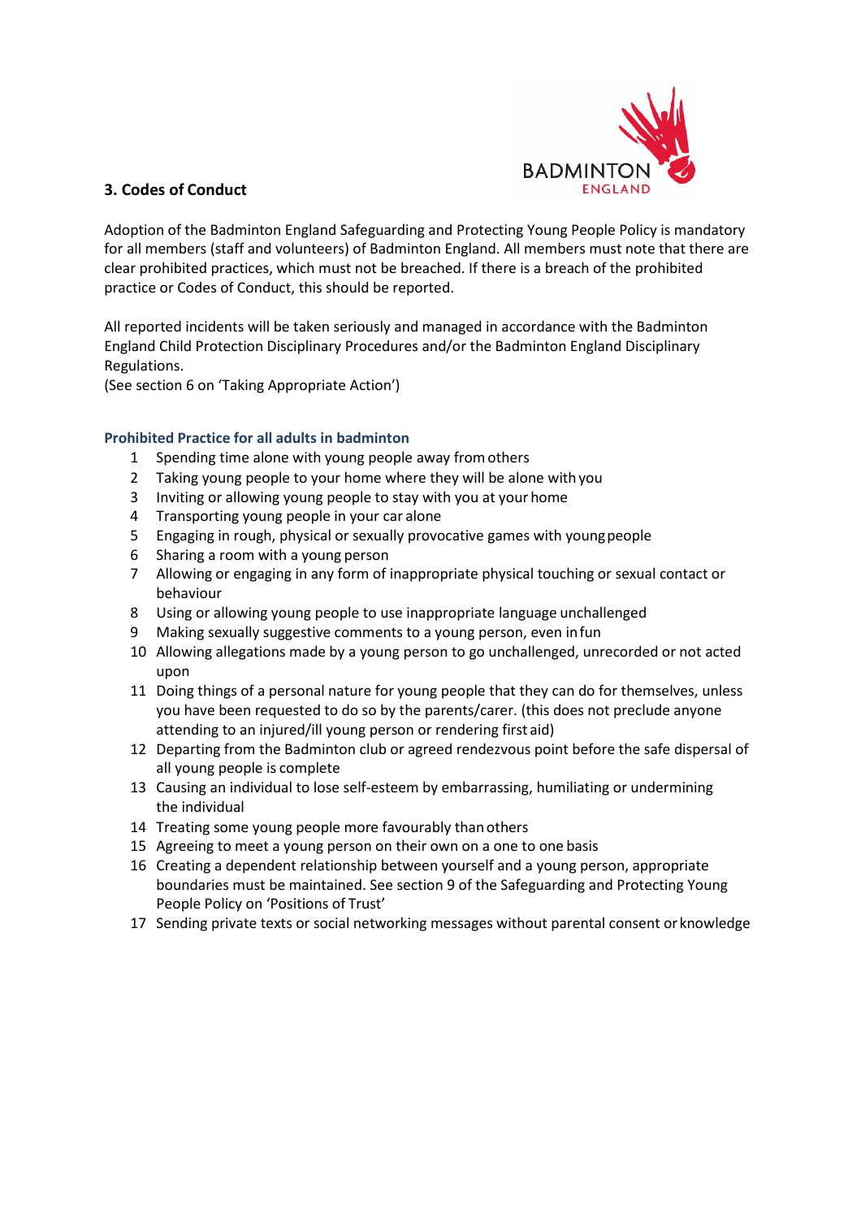## 3. Codes of Conduct

Adoption of the Badminton England Safeguarding and Protecting Young People Policy is mandatory for all members (staff and volunteers) of Badminton England. All members must note that there are clear prohibited practices, which must not be breached. If there is a breach of the prohibited practice or Codes of Conduct, this should be reported.

All reported incidents will be taken seriously and managed in accordance with the Badminton England Child Protection Disciplinary Procedures and/or the Badminton England Disciplinary Regulations.
(See section 6 on 'Taking Appropriate Action')

### Prohibited Practice for all adults in badminton

1. Spending time alone with young people away from others
2. Taking young people to your home where they will be alone with you
3. Inviting or allowing young people to stay with you at your home
4. Transporting young people in your car alone
5. Engaging in rough, physical or sexually provocative games with young people
6. Sharing a room with a young person
7. Allowing or engaging in any form of inappropriate physical touching or sexual contact or behaviour
8. Using or allowing young people to use inappropriate language unchallenged
9. Making sexually suggestive comments to a young person, even in fun
10. Allowing allegations made by a young person to go unchallenged, unrecorded or not acted upon
11. Doing things of a personal nature for young people that they can do for themselves, unless you have been requested to do so by the parents/carer. (this does not preclude anyone attending to an injured/ill young person or rendering first aid)
12. Departing from the Badminton club or agreed rendezvous point before the safe dispersal of all young people is complete
13. Causing an individual to lose self-esteem by embarrassing, humiliating or undermining the individual
14. Treating some young people more favourably than others
15. Agreeing to meet a young person on their own on a one to one basis
16. Creating a dependent relationship between yourself and a young person, appropriate boundaries must be maintained. See section 9 of the Safeguarding and Protecting Young People Policy on 'Positions of Trust'
17. Sending private texts or social networking messages without parental consent or knowledge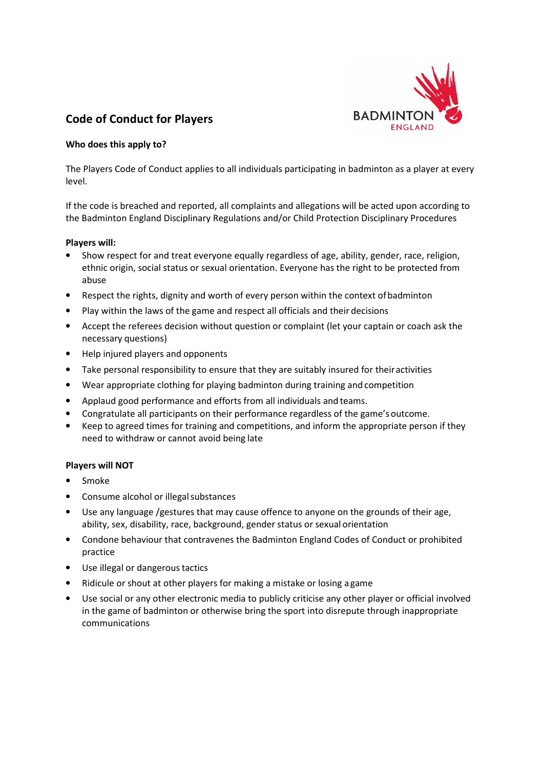## Code of Conduct for Players

**Who does this apply to?**

The Players Code of Conduct applies to all individuals participating in badminton as a player at every level.

If the code is breached and reported, all complaints and allegations will be acted upon according to the Badminton England Disciplinary Regulations and/or Child Protection Disciplinary Procedures

**Players will:**

- Show respect for and treat everyone equally regardless of age, ability, gender, race, religion, ethnic origin, social status or sexual orientation. Everyone has the right to be protected from abuse
- Respect the rights, dignity and worth of every person within the context of badminton
- Play within the laws of the game and respect all officials and their decisions
- Accept the referees decision without question or complaint (let your captain or coach ask the necessary questions)
- Help injured players and opponents
- Take personal responsibility to ensure that they are suitably insured for their activities
- Wear appropriate clothing for playing badminton during training and competition
- Applaud good performance and efforts from all individuals and teams.
- Congratulate all participants on their performance regardless of the game's outcome.
- Keep to agreed times for training and competitions, and inform the appropriate person if they need to withdraw or cannot avoid being late

**Players will NOT**

- Smoke
- Consume alcohol or illegal substances
- Use any language /gestures that may cause offence to anyone on the grounds of their age, ability, sex, disability, race, background, gender status or sexual orientation
- Condone behaviour that contravenes the Badminton England Codes of Conduct or prohibited practice
- Use illegal or dangerous tactics
- Ridicule or shout at other players for making a mistake or losing a game
- Use social or any other electronic media to publicly criticise any other player or official involved in the game of badminton or otherwise bring the sport into disrepute through inappropriate communications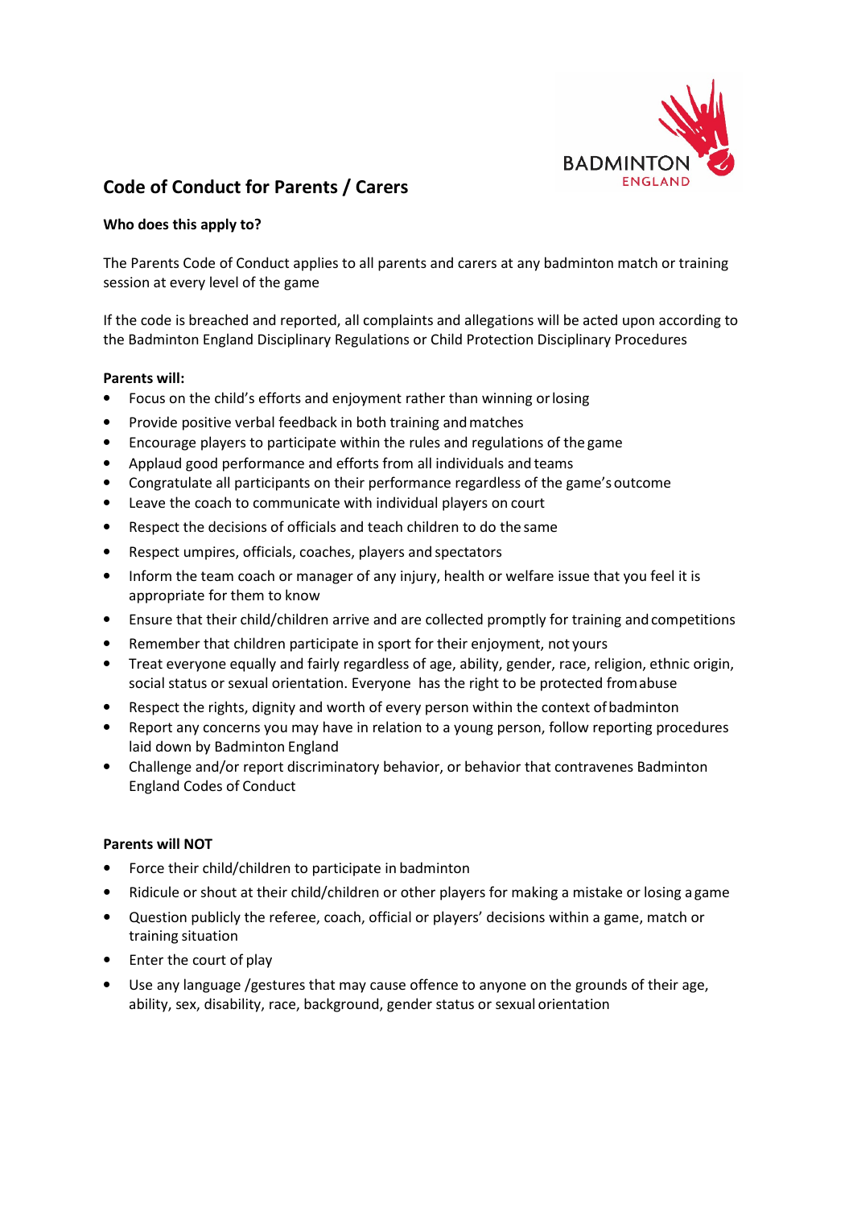## Code of Conduct for Parents / Carers

**Who does this apply to?**

The Parents Code of Conduct applies to all parents and carers at any badminton match or training session at every level of the game

If the code is breached and reported, all complaints and allegations will be acted upon according to the Badminton England Disciplinary Regulations or Child Protection Disciplinary Procedures

**Parents will:**

- Focus on the child's efforts and enjoyment rather than winning or losing
- Provide positive verbal feedback in both training and matches
- Encourage players to participate within the rules and regulations of the game
- Applaud good performance and efforts from all individuals and teams
- Congratulate all participants on their performance regardless of the game's outcome
- Leave the coach to communicate with individual players on court
- Respect the decisions of officials and teach children to do the same
- Respect umpires, officials, coaches, players and spectators
- Inform the team coach or manager of any injury, health or welfare issue that you feel it is appropriate for them to know
- Ensure that their child/children arrive and are collected promptly for training and competitions
- Remember that children participate in sport for their enjoyment, not yours
- Treat everyone equally and fairly regardless of age, ability, gender, race, religion, ethnic origin, social status or sexual orientation. Everyone has the right to be protected from abuse
- Respect the rights, dignity and worth of every person within the context of badminton
- Report any concerns you may have in relation to a young person, follow reporting procedures laid down by Badminton England
- Challenge and/or report discriminatory behavior, or behavior that contravenes Badminton England Codes of Conduct

**Parents will NOT**

- Force their child/children to participate in badminton
- Ridicule or shout at their child/children or other players for making a mistake or losing a game
- Question publicly the referee, coach, official or players' decisions within a game, match or training situation
- Enter the court of play
- Use any language /gestures that may cause offence to anyone on the grounds of their age, ability, sex, disability, race, background, gender status or sexual orientation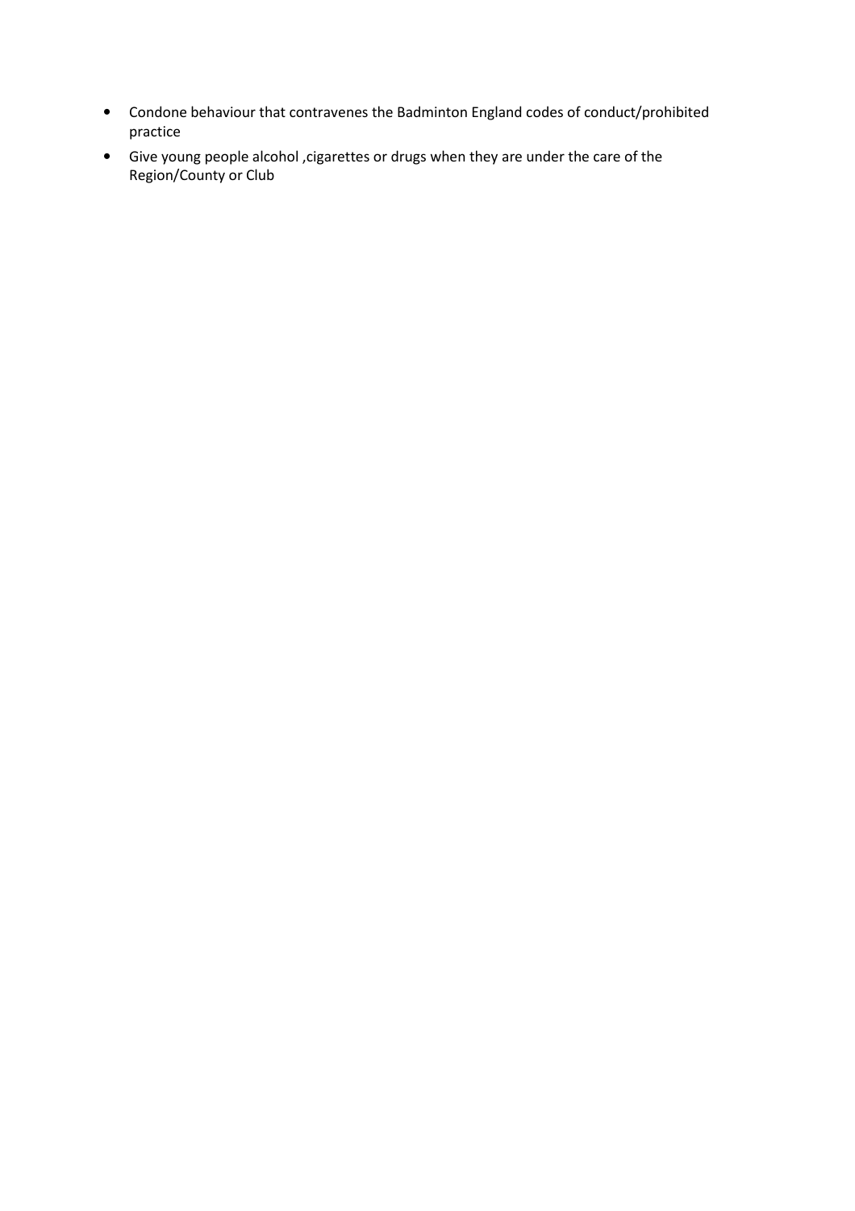- Condone behaviour that contravenes the Badminton England codes of conduct/prohibited practice
- Give young people alcohol ,cigarettes or drugs when they are under the care of the Region/County or Club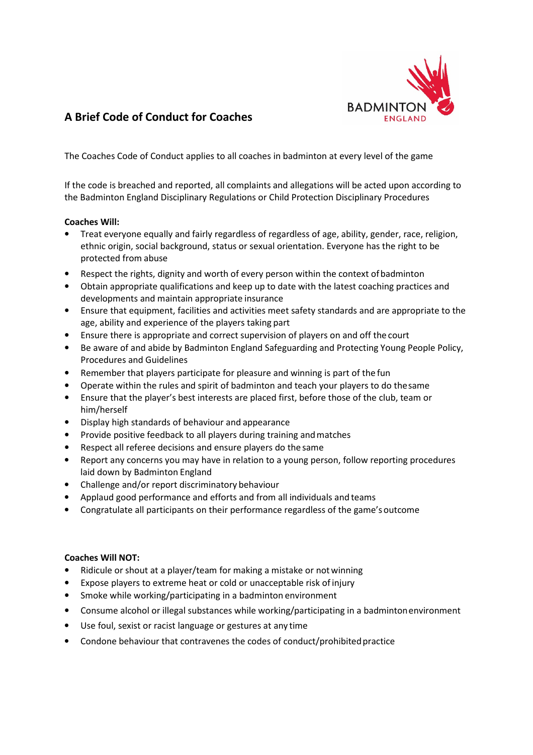# A Brief Code of Conduct for Coaches

The Coaches Code of Conduct applies to all coaches in badminton at every level of the game

If the code is breached and reported, all complaints and allegations will be acted upon according to the Badminton England Disciplinary Regulations or Child Protection Disciplinary Procedures

**Coaches Will:**

- Treat everyone equally and fairly regardless of regardless of age, ability, gender, race, religion, ethnic origin, social background, status or sexual orientation. Everyone has the right to be protected from abuse
- Respect the rights, dignity and worth of every person within the context of badminton
- Obtain appropriate qualifications and keep up to date with the latest coaching practices and developments and maintain appropriate insurance
- Ensure that equipment, facilities and activities meet safety standards and are appropriate to the age, ability and experience of the players taking part
- Ensure there is appropriate and correct supervision of players on and off the court
- Be aware of and abide by Badminton England Safeguarding and Protecting Young People Policy, Procedures and Guidelines
- Remember that players participate for pleasure and winning is part of the fun
- Operate within the rules and spirit of badminton and teach your players to do the same
- Ensure that the player's best interests are placed first, before those of the club, team or him/herself
- Display high standards of behaviour and appearance
- Provide positive feedback to all players during training and matches
- Respect all referee decisions and ensure players do the same
- Report any concerns you may have in relation to a young person, follow reporting procedures laid down by Badminton England
- Challenge and/or report discriminatory behaviour
- Applaud good performance and efforts and from all individuals and teams
- Congratulate all participants on their performance regardless of the game's outcome

**Coaches Will NOT:**

- Ridicule or shout at a player/team for making a mistake or not winning
- Expose players to extreme heat or cold or unacceptable risk of injury
- Smoke while working/participating in a badminton environment
- Consume alcohol or illegal substances while working/participating in a badminton environment
- Use foul, sexist or racist language or gestures at any time
- Condone behaviour that contravenes the codes of conduct/prohibited practice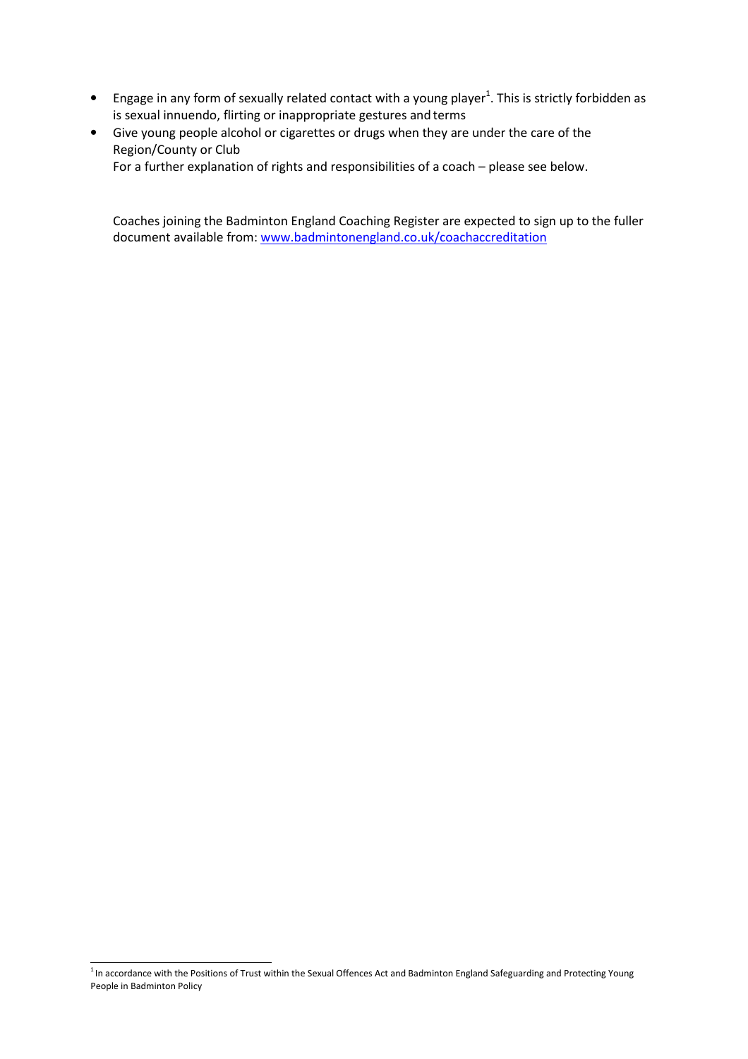- Engage in any form of sexually related contact with a young player[1]. This is strictly forbidden as is sexual innuendo, flirting or inappropriate gestures and terms
- Give young people alcohol or cigarettes or drugs when they are under the care of the Region/County or Club

  For a further explanation of rights and responsibilities of a coach – please see below.

Coaches joining the Badminton England Coaching Register are expected to sign up to the fuller document available from: [www.badmintonengland.co.uk/coachaccreditation](http://www.badmintonengland.co.uk/coachaccreditation)

---

[1] In accordance with the Positions of Trust within the Sexual Offences Act and Badminton England Safeguarding and Protecting Young People in Badminton Policy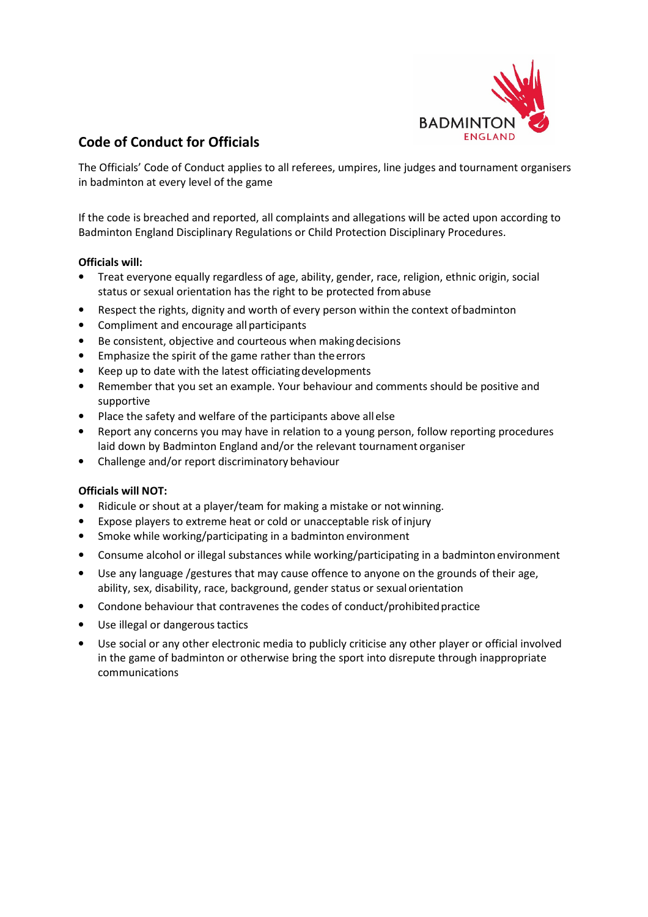## Code of Conduct for Officials

The Officials' Code of Conduct applies to all referees, umpires, line judges and tournament organisers in badminton at every level of the game

If the code is breached and reported, all complaints and allegations will be acted upon according to Badminton England Disciplinary Regulations or Child Protection Disciplinary Procedures.

**Officials will:**

- Treat everyone equally regardless of age, ability, gender, race, religion, ethnic origin, social status or sexual orientation has the right to be protected from abuse
- Respect the rights, dignity and worth of every person within the context of badminton
- Compliment and encourage all participants
- Be consistent, objective and courteous when making decisions
- Emphasize the spirit of the game rather than the errors
- Keep up to date with the latest officiating developments
- Remember that you set an example. Your behaviour and comments should be positive and supportive
- Place the safety and welfare of the participants above all else
- Report any concerns you may have in relation to a young person, follow reporting procedures laid down by Badminton England and/or the relevant tournament organiser
- Challenge and/or report discriminatory behaviour

**Officials will NOT:**

- Ridicule or shout at a player/team for making a mistake or not winning.
- Expose players to extreme heat or cold or unacceptable risk of injury
- Smoke while working/participating in a badminton environment
- Consume alcohol or illegal substances while working/participating in a badminton environment
- Use any language /gestures that may cause offence to anyone on the grounds of their age, ability, sex, disability, race, background, gender status or sexual orientation
- Condone behaviour that contravenes the codes of conduct/prohibited practice
- Use illegal or dangerous tactics
- Use social or any other electronic media to publicly criticise any other player or official involved in the game of badminton or otherwise bring the sport into disrepute through inappropriate communications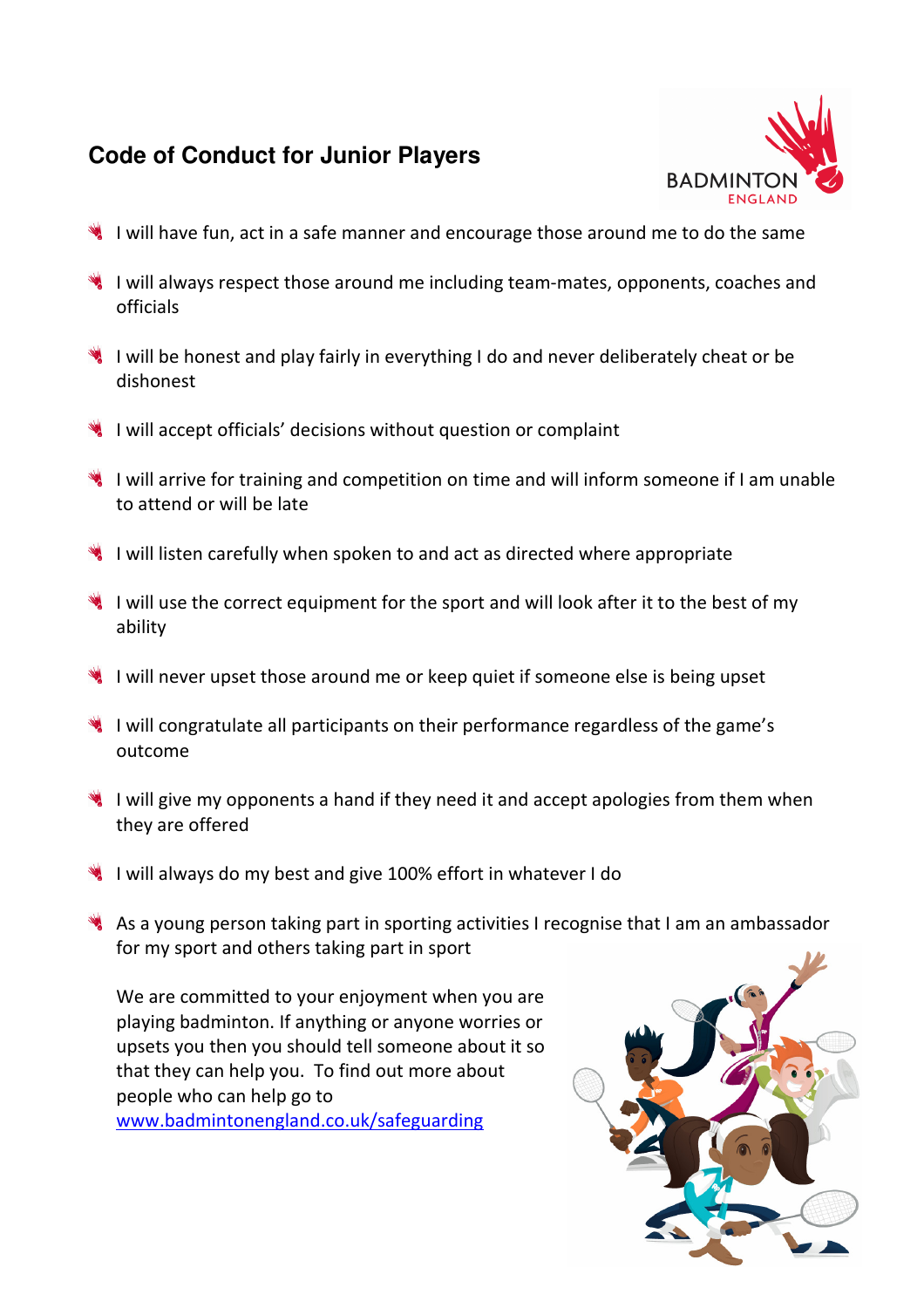## Code of Conduct for Junior Players

BADMINTON ENGLAND

- I will have fun, act in a safe manner and encourage those around me to do the same
- I will always respect those around me including team-mates, opponents, coaches and officials
- I will be honest and play fairly in everything I do and never deliberately cheat or be dishonest
- I will accept officials' decisions without question or complaint
- I will arrive for training and competition on time and will inform someone if I am unable to attend or will be late
- I will listen carefully when spoken to and act as directed where appropriate
- I will use the correct equipment for the sport and will look after it to the best of my ability
- I will never upset those around me or keep quiet if someone else is being upset
- I will congratulate all participants on their performance regardless of the game's outcome
- I will give my opponents a hand if they need it and accept apologies from them when they are offered
- I will always do my best and give 100% effort in whatever I do
- As a young person taking part in sporting activities I recognise that I am an ambassador for my sport and others taking part in sport

We are committed to your enjoyment when you are playing badminton. If anything or anyone worries or upsets you then you should tell someone about it so that they can help you. To find out more about people who can help go to [www.badmintonengland.co.uk/safeguarding](www.badmintonengland.co.uk/safeguarding)